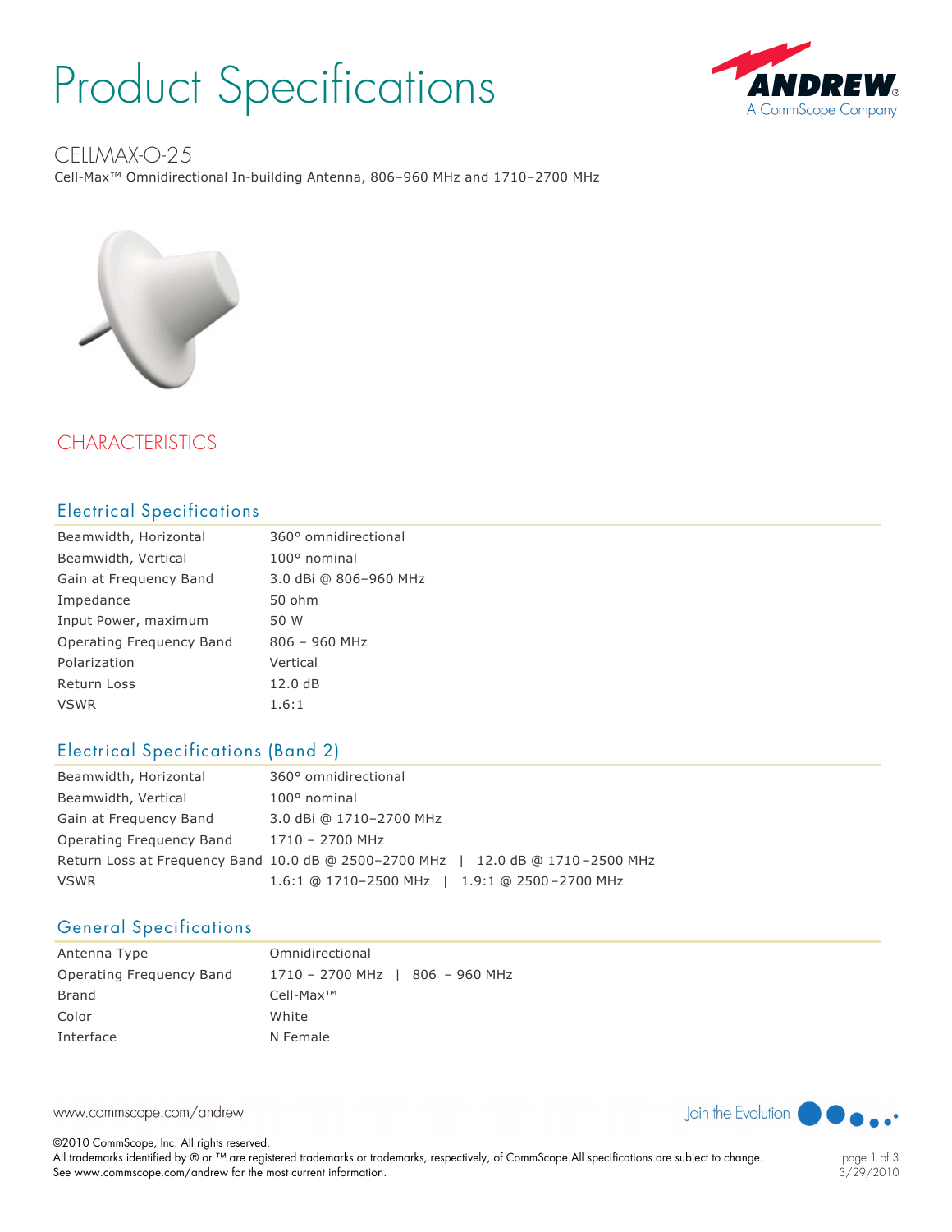# Product Specifications

## CELLMAX-O-25

Cell-Max™ Omnidirectional In-building Antenna, 806–960 MHz and 1710–2700 MHz

## CHARACTERISTICS

### Electrical Specifications

| | |
|---|---|
| Beamwidth, Horizontal | 360° omnidirectional |
| Beamwidth, Vertical | 100° nominal |
| Gain at Frequency Band | 3.0 dBi @ 806–960 MHz |
| Impedance | 50 ohm |
| Input Power, maximum | 50 W |
| Operating Frequency Band | 806 – 960 MHz |
| Polarization | Vertical |
| Return Loss | 12.0 dB |
| VSWR | 1.6:1 |

### Electrical Specifications (Band 2)

| | |
|---|---|
| Beamwidth, Horizontal | 360° omnidirectional |
| Beamwidth, Vertical | 100° nominal |
| Gain at Frequency Band | 3.0 dBi @ 1710–2700 MHz |
| Operating Frequency Band | 1710 – 2700 MHz |
| Return Loss at Frequency Band | 10.0 dB @ 2500–2700 MHz \| 12.0 dB @ 1710–2500 MHz |
| VSWR | 1.6:1 @ 1710–2500 MHz \| 1.9:1 @ 2500–2700 MHz |

### General Specifications

| | |
|---|---|
| Antenna Type | Omnidirectional |
| Operating Frequency Band | 1710 – 2700 MHz \| 806 – 960 MHz |
| Brand | Cell-Max™ |
| Color | White |
| Interface | N Female |

www.commscope.com/andrew

Join the Evolution

©2010 CommScope, Inc. All rights reserved.
All trademarks identified by ® or ™ are registered trademarks or trademarks, respectively, of CommScope.All specifications are subject to change.
See www.commscope.com/andrew for the most current information.

3/29/2010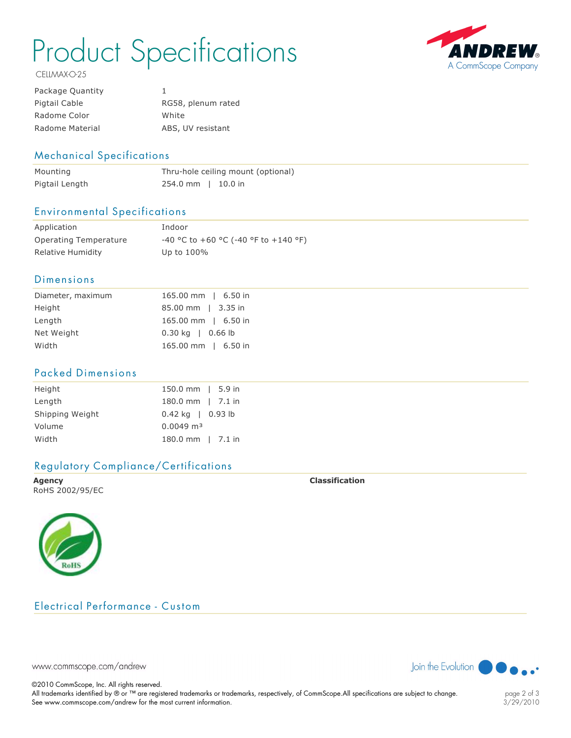# Product Specifications

CELLMAX-O-25

| | |
|---|---|
| Package Quantity | 1 |
| Pigtail Cable | RG58, plenum rated |
| Radome Color | White |
| Radome Material | ABS, UV resistant |

## Mechanical Specifications

| | |
|---|---|
| Mounting | Thru-hole ceiling mount (optional) |
| Pigtail Length | 254.0 mm \| 10.0 in |

## Environmental Specifications

| | |
|---|---|
| Application | Indoor |
| Operating Temperature | -40 °C to +60 °C (-40 °F to +140 °F) |
| Relative Humidity | Up to 100% |

## Dimensions

| | |
|---|---|
| Diameter, maximum | 165.00 mm \| 6.50 in |
| Height | 85.00 mm \| 3.35 in |
| Length | 165.00 mm \| 6.50 in |
| Net Weight | 0.30 kg \| 0.66 lb |
| Width | 165.00 mm \| 6.50 in |

## Packed Dimensions

| | |
|---|---|
| Height | 150.0 mm \| 5.9 in |
| Length | 180.0 mm \| 7.1 in |
| Shipping Weight | 0.42 kg \| 0.93 lb |
| Volume | 0.0049 $m^3$ |
| Width | 180.0 mm \| 7.1 in |

## Regulatory Compliance/Certifications

| **Agency** | **Classification** |
|---|---|
| RoHS 2002/95/EC | |

## Electrical Performance - Custom

www.commscope.com/andrew

Join the Evolution

©2010 CommScope, Inc. All rights reserved.
All trademarks identified by ® or ™ are registered trademarks or trademarks, respectively, of CommScope.All specifications are subject to change.
See www.commscope.com/andrew for the most current information.

3/29/2010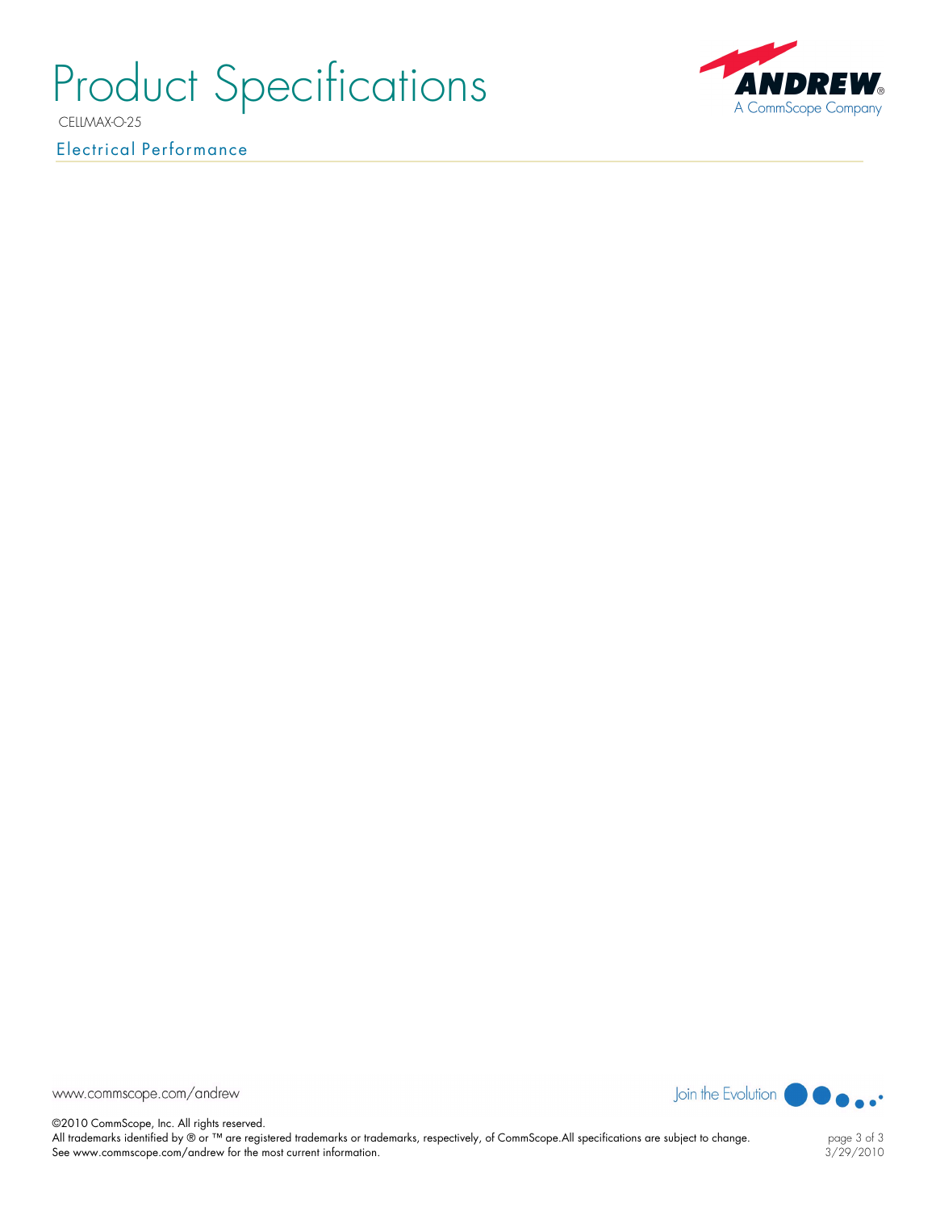# Product Specifications

CELLMAX-O-25

## Electrical Performance

www.commscope.com/andrew

Join the Evolution

©2010 CommScope, Inc. All rights reserved.
All trademarks identified by ® or ™ are registered trademarks or trademarks, respectively, of CommScope.All specifications are subject to change.
See www.commscope.com/andrew for the most current information.

3/29/2010